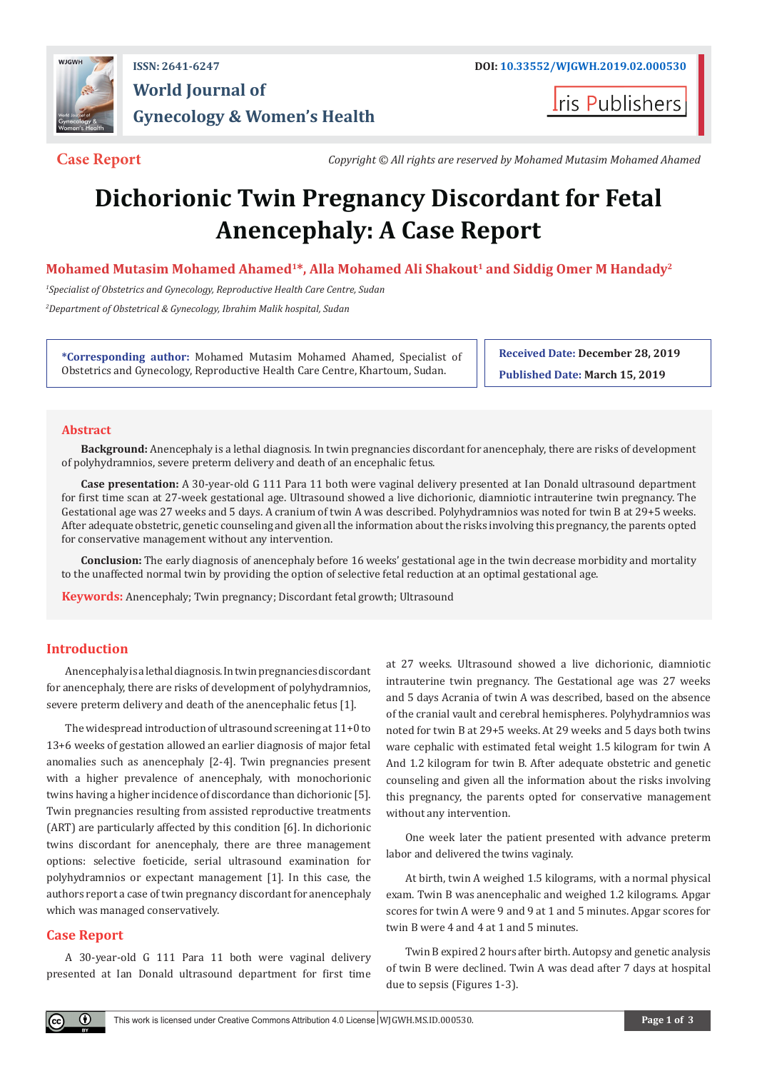Case Report

Copyright © All rights are reserved by Mohamed Mutasim Mohamed Ahamed

# Dichorionic Twin Pregnancy Discordant for Fetal Anencephaly: A Case Report

**Mohamed Mutasim Mohamed Ahamed[1]*, Alla Mohamed Ali Shakout[1] and Siddig Omer M Handady[2]**

[1]*Specialist of Obstetrics and Gynecology, Reproductive Health Care Centre, Sudan*

[2]*Department of Obstetrical & Gynecology, Ibrahim Malik hospital, Sudan*

**\*Corresponding author:** Mohamed Mutasim Mohamed Ahamed, Specialist of Obstetrics and Gynecology, Reproductive Health Care Centre, Khartoum, Sudan.

**Received Date: December 28, 2019**

**Published Date: March 15, 2019**

## Abstract

**Background:** Anencephaly is a lethal diagnosis. In twin pregnancies discordant for anencephaly, there are risks of development of polyhydramnios, severe preterm delivery and death of an encephalic fetus.

**Case presentation:** A 30-year-old G 111 Para 11 both were vaginal delivery presented at Ian Donald ultrasound department for first time scan at 27-week gestational age. Ultrasound showed a live dichorionic, diamniotic intrauterine twin pregnancy. The Gestational age was 27 weeks and 5 days. A cranium of twin A was described. Polyhydramnios was noted for twin B at 29+5 weeks. After adequate obstetric, genetic counseling and given all the information about the risks involving this pregnancy, the parents opted for conservative management without any intervention.

**Conclusion:** The early diagnosis of anencephaly before 16 weeks' gestational age in the twin decrease morbidity and mortality to the unaffected normal twin by providing the option of selective fetal reduction at an optimal gestational age.

**Keywords:** Anencephaly; Twin pregnancy; Discordant fetal growth; Ultrasound

## Introduction

Anencephaly is a lethal diagnosis. In twin pregnancies discordant for anencephaly, there are risks of development of polyhydramnios, severe preterm delivery and death of the anencephalic fetus [1].

The widespread introduction of ultrasound screening at 11+0 to 13+6 weeks of gestation allowed an earlier diagnosis of major fetal anomalies such as anencephaly [2-4]. Twin pregnancies present with a higher prevalence of anencephaly, with monochorionic twins having a higher incidence of discordance than dichorionic [5]. Twin pregnancies resulting from assisted reproductive treatments (ART) are particularly affected by this condition [6]. In dichorionic twins discordant for anencephaly, there are three management options: selective foeticide, serial ultrasound examination for polyhydramnios or expectant management [1]. In this case, the authors report a case of twin pregnancy discordant for anencephaly which was managed conservatively.

## Case Report

A 30-year-old G 111 Para 11 both were vaginal delivery presented at Ian Donald ultrasound department for first time at 27 weeks. Ultrasound showed a live dichorionic, diamniotic intrauterine twin pregnancy. The Gestational age was 27 weeks and 5 days Acrania of twin A was described, based on the absence of the cranial vault and cerebral hemispheres. Polyhydramnios was noted for twin B at 29+5 weeks. At 29 weeks and 5 days both twins ware cephalic with estimated fetal weight 1.5 kilogram for twin A And 1.2 kilogram for twin B. After adequate obstetric and genetic counseling and given all the information about the risks involving this pregnancy, the parents opted for conservative management without any intervention.

One week later the patient presented with advance preterm labor and delivered the twins vaginaly.

At birth, twin A weighed 1.5 kilograms, with a normal physical exam. Twin B was anencephalic and weighed 1.2 kilograms. Apgar scores for twin A were 9 and 9 at 1 and 5 minutes. Apgar scores for twin B were 4 and 4 at 1 and 5 minutes.

Twin B expired 2 hours after birth. Autopsy and genetic analysis of twin B were declined. Twin A was dead after 7 days at hospital due to sepsis (Figures 1-3).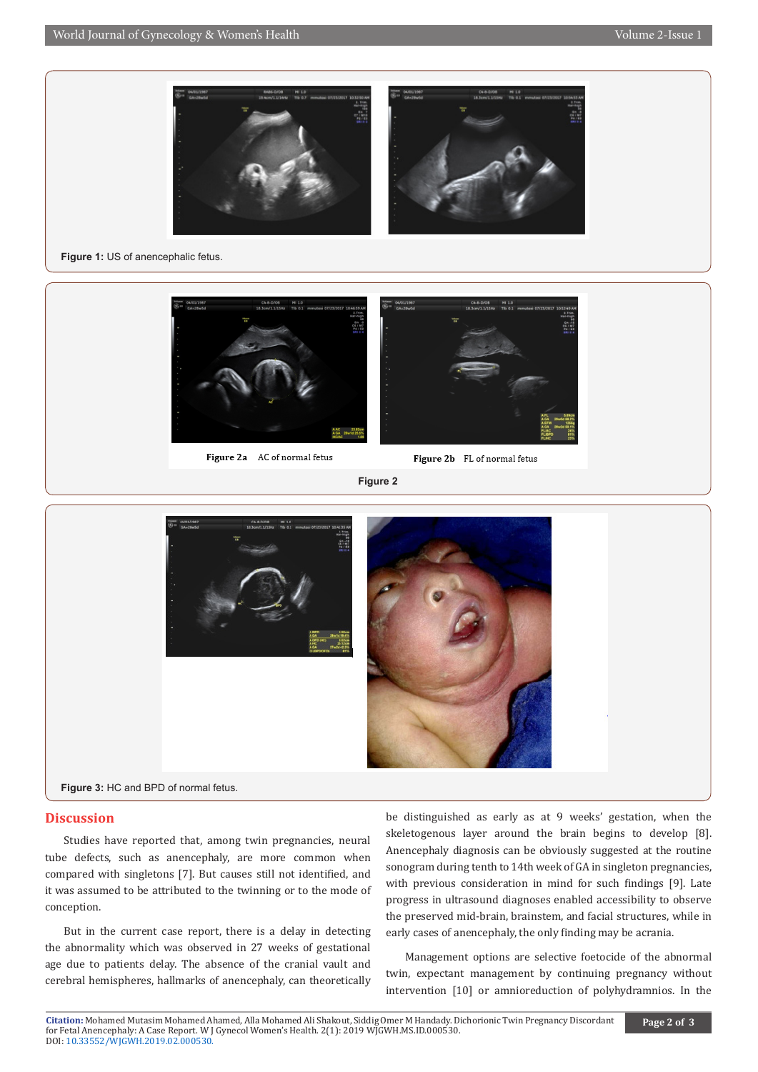Figure 1: US of anencephalic fetus.

Figure 2a AC of normal fetus

Figure 2b FL of normal fetus

Figure 2

Figure 3: HC and BPD of normal fetus.

## Discussion

Studies have reported that, among twin pregnancies, neural tube defects, such as anencephaly, are more common when compared with singletons [7]. But causes still not identified, and it was assumed to be attributed to the twinning or to the mode of conception.

But in the current case report, there is a delay in detecting the abnormality which was observed in 27 weeks of gestational age due to patients delay. The absence of the cranial vault and cerebral hemispheres, hallmarks of anencephaly, can theoretically be distinguished as early as at 9 weeks' gestation, when the skeletogenous layer around the brain begins to develop [8]. Anencephaly diagnosis can be obviously suggested at the routine sonogram during tenth to 14th week of GA in singleton pregnancies, with previous consideration in mind for such findings [9]. Late progress in ultrasound diagnoses enabled accessibility to observe the preserved mid-brain, brainstem, and facial structures, while in early cases of anencephaly, the only finding may be acrania.

Management options are selective foetocide of the abnormal twin, expectant management by continuing pregnancy without intervention [10] or amnioreduction of polyhydramnios. In the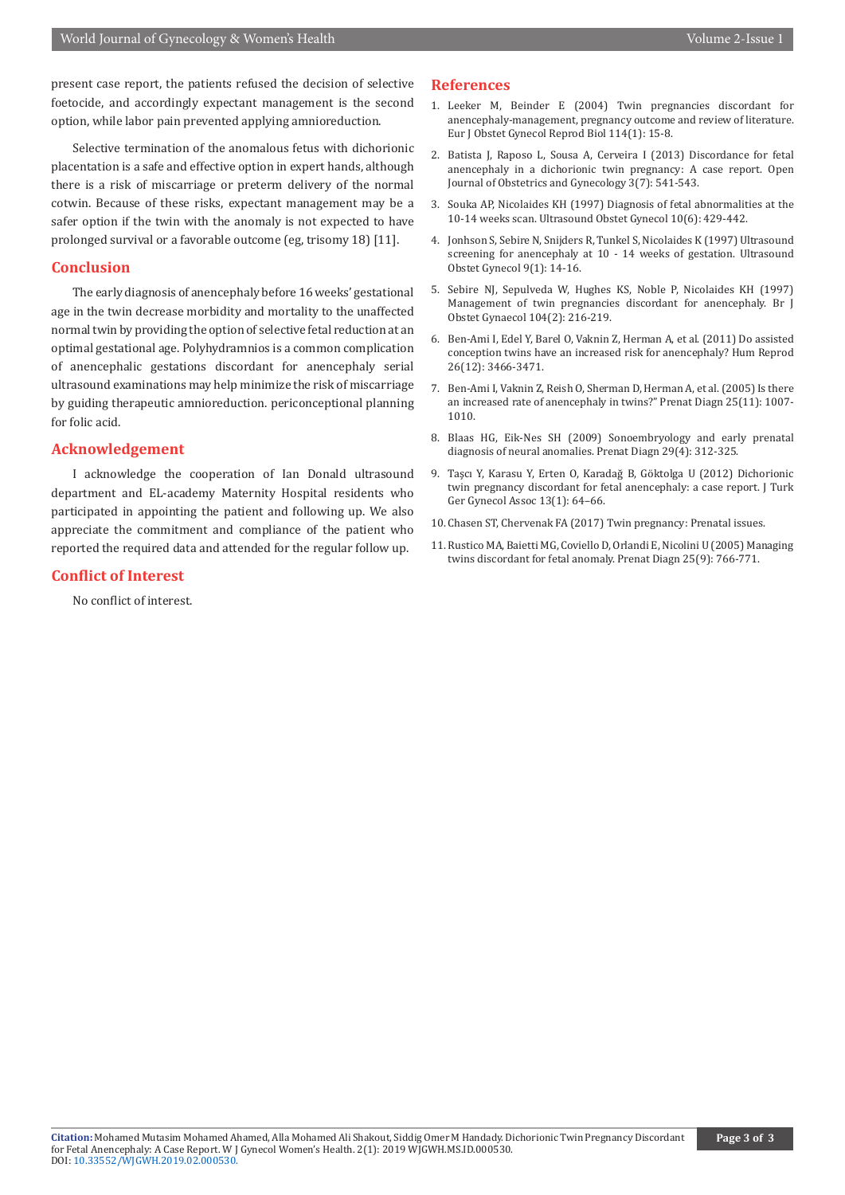present case report, the patients refused the decision of selective foetocide, and accordingly expectant management is the second option, while labor pain prevented applying amnioreduction.

Selective termination of the anomalous fetus with dichorionic placentation is a safe and effective option in expert hands, although there is a risk of miscarriage or preterm delivery of the normal cotwin. Because of these risks, expectant management may be a safer option if the twin with the anomaly is not expected to have prolonged survival or a favorable outcome (eg, trisomy 18) [11].

## Conclusion

The early diagnosis of anencephaly before 16 weeks' gestational age in the twin decrease morbidity and mortality to the unaffected normal twin by providing the option of selective fetal reduction at an optimal gestational age. Polyhydramnios is a common complication of anencephalic gestations discordant for anencephaly serial ultrasound examinations may help minimize the risk of miscarriage by guiding therapeutic amnioreduction. periconceptional planning for folic acid.

## Acknowledgement

I acknowledge the cooperation of Ian Donald ultrasound department and EL-academy Maternity Hospital residents who participated in appointing the patient and following up. We also appreciate the commitment and compliance of the patient who reported the required data and attended for the regular follow up.

## Conflict of Interest

No conflict of interest.

## References

1. Leeker M, Beinder E (2004) Twin pregnancies discordant for anencephaly-management, pregnancy outcome and review of literature. Eur J Obstet Gynecol Reprod Biol 114(1): 15-8.
2. Batista J, Raposo L, Sousa A, Cerveira I (2013) Discordance for fetal anencephaly in a dichorionic twin pregnancy: A case report. Open Journal of Obstetrics and Gynecology 3(7): 541-543.
3. Souka AP, Nicolaides KH (1997) Diagnosis of fetal abnormalities at the 10-14 weeks scan. Ultrasound Obstet Gynecol 10(6): 429-442.
4. Jonhson S, Sebire N, Snijders R, Tunkel S, Nicolaides K (1997) Ultrasound screening for anencephaly at 10 - 14 weeks of gestation. Ultrasound Obstet Gynecol 9(1): 14-16.
5. Sebire NJ, Sepulveda W, Hughes KS, Noble P, Nicolaides KH (1997) Management of twin pregnancies discordant for anencephaly. Br J Obstet Gynaecol 104(2): 216-219.
6. Ben-Ami I, Edel Y, Barel O, Vaknin Z, Herman A, et al. (2011) Do assisted conception twins have an increased risk for anencephaly? Hum Reprod 26(12): 3466-3471.
7. Ben-Ami I, Vaknin Z, Reish O, Sherman D, Herman A, et al. (2005) Is there an increased rate of anencephaly in twins?" Prenat Diagn 25(11): 1007-1010.
8. Blaas HG, Eik-Nes SH (2009) Sonoembryology and early prenatal diagnosis of neural anomalies. Prenat Diagn 29(4): 312-325.
9. Taşcı Y, Karasu Y, Erten O, Karadağ B, Göktolga U (2012) Dichorionic twin pregnancy discordant for fetal anencephaly: a case report. J Turk Ger Gynecol Assoc 13(1): 64–66.
10. Chasen ST, Chervenak FA (2017) Twin pregnancy: Prenatal issues.
11. Rustico MA, Baietti MG, Coviello D, Orlandi E, Nicolini U (2005) Managing twins discordant for fetal anomaly. Prenat Diagn 25(9): 766-771.

**Citation:** Mohamed Mutasim Mohamed Ahamed, Alla Mohamed Ali Shakout, Siddig Omer M Handady. Dichorionic Twin Pregnancy Discordant for Fetal Anencephaly: A Case Report. W J Gynecol Women's Health. 2(1): 2019 WJGWH.MS.ID.000530. DOI: 10.33552/WJGWH.2019.02.000530.